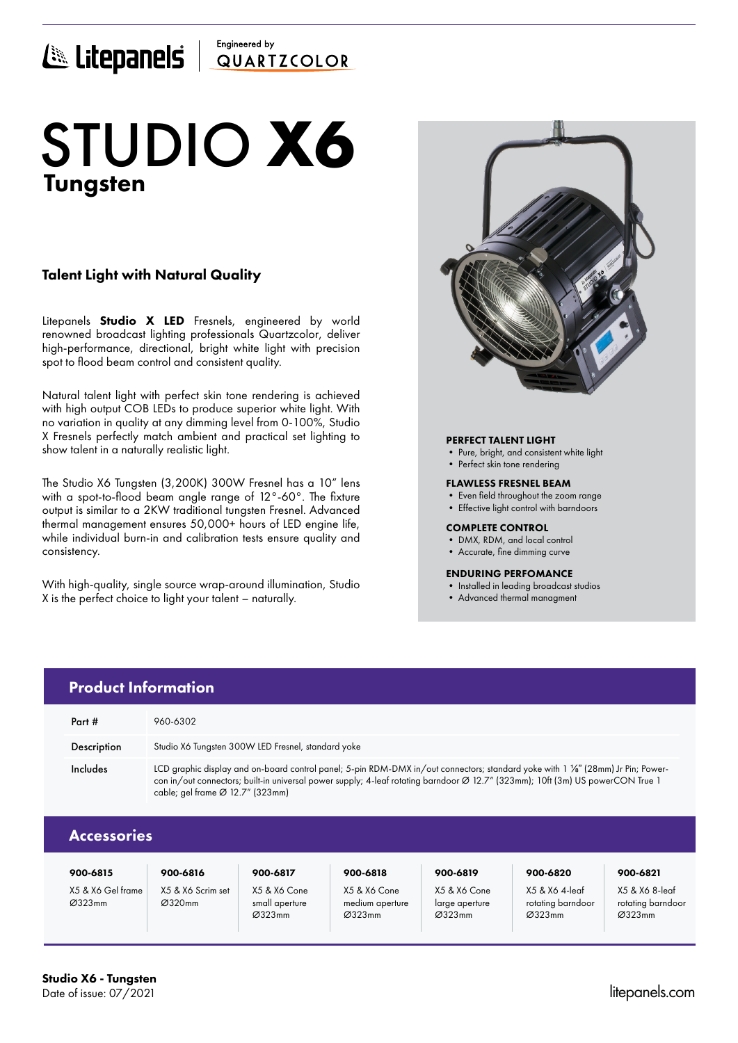Litepanels | Engineered by QUARTZCOLOR

# STUDIO **X6**
## Tungsten

### Talent Light with Natural Quality

Litepanels **Studio X LED** Fresnels, engineered by world renowned broadcast lighting professionals Quartzcolor, deliver high-performance, directional, bright white light with precision spot to flood beam control and consistent quality.

Natural talent light with perfect skin tone rendering is achieved with high output COB LEDs to produce superior white light. With no variation in quality at any dimming level from 0-100%, Studio X Fresnels perfectly match ambient and practical set lighting to show talent in a naturally realistic light.

The Studio X6 Tungsten (3,200K) 300W Fresnel has a 10" lens with a spot-to-flood beam angle range of 12°-60°. The fixture output is similar to a 2KW traditional tungsten Fresnel. Advanced thermal management ensures 50,000+ hours of LED engine life, while individual burn-in and calibration tests ensure quality and consistency.

With high-quality, single source wrap-around illumination, Studio X is the perfect choice to light your talent – naturally.

**PERFECT TALENT LIGHT**
- Pure, bright, and consistent white light
- Perfect skin tone rendering

**FLAWLESS FRESNEL BEAM**
- Even field throughout the zoom range
- Effective light control with barndoors

**COMPLETE CONTROL**
- DMX, RDM, and local control
- Accurate, fine dimming curve

**ENDURING PERFOMANCE**
- Installed in leading broadcast studios
- Advanced thermal managment

## Product Information

| | |
|---|---|
| Part # | 960-6302 |
| Description | Studio X6 Tungsten 300W LED Fresnel, standard yoke |
| Includes | LCD graphic display and on-board control panel; 5-pin RDM-DMX in/out connectors; standard yoke with 1 ⅛" (28mm) Jr Pin; Power-con in/out connectors; built-in universal power supply; 4-leaf rotating barndoor Ø 12.7" (323mm); 10ft (3m) US powerCON True 1 cable; gel frame Ø 12.7" (323mm) |

## Accessories

| 900-6815 | 900-6816 | 900-6817 | 900-6818 | 900-6819 | 900-6820 | 900-6821 |
|---|---|---|---|---|---|---|
| X5 & X6 Gel frame Ø323mm | X5 & X6 Scrim set Ø320mm | X5 & X6 Cone small aperture Ø323mm | X5 & X6 Cone medium aperture Ø323mm | X5 & X6 Cone large aperture Ø323mm | X5 & X6 4-leaf rotating barndoor Ø323mm | X5 & X6 8-leaf rotating barndoor Ø323mm |

**Studio X6 - Tungsten**
Date of issue: 07/2021

litepanels.com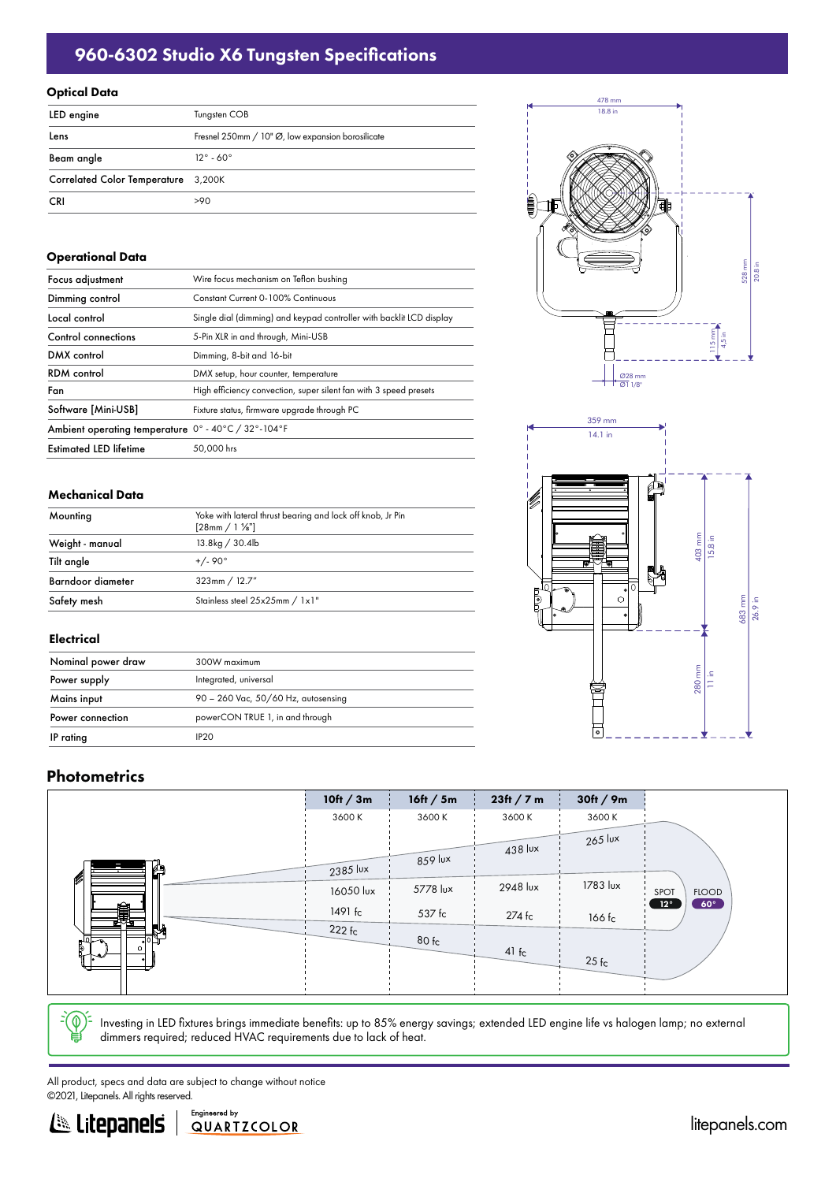# 960-6302 Studio X6 Tungsten Specifications

### Optical Data

| | |
|---|---|
| LED engine | Tungsten COB |
| Lens | Fresnel 250mm / 10" Ø, low expansion borosilicate |
| Beam angle | 12° - 60° |
| Correlated Color Temperature | 3,200K |
| CRI | >90 |

### Operational Data

| | |
|---|---|
| Focus adjustment | Wire focus mechanism on Teflon bushing |
| Dimming control | Constant Current 0-100% Continuous |
| Local control | Single dial (dimming) and keypad controller with backlit LCD display |
| Control connections | 5-Pin XLR in and through, Mini-USB |
| DMX control | Dimming, 8-bit and 16-bit |
| RDM control | DMX setup, hour counter, temperature |
| Fan | High efficiency convection, super silent fan with 3 speed presets |
| Software [Mini-USB] | Fixture status, firmware upgrade through PC |
| Ambient operating temperature | 0° - 40°C / 32°-104°F |
| Estimated LED lifetime | 50,000 hrs |

### Mechanical Data

| | |
|---|---|
| Mounting | Yoke with lateral thrust bearing and lock off knob, Jr Pin [28mm / 1 ⅛"] |
| Weight - manual | 13.8kg / 30.4lb |
| Tilt angle | +/- 90° |
| Barndoor diameter | 323mm / 12.7" |
| Safety mesh | Stainless steel 25x25mm / 1x1" |

### Electrical

| | |
|---|---|
| Nominal power draw | 300W maximum |
| Power supply | Integrated, universal |
| Mains input | 90 – 260 Vac, 50/60 Hz, autosensing |
| Power connection | powerCON TRUE 1, in and through |
| IP rating | IP20 |

478 mm
18.8 in
528 mm
20.8 in
115 mm
4.5 in
Ø28 mm
Ø1 1/8"
359 mm
14.1 in
403 mm
15.8 in
683 mm
26.9 in
280 mm
11 in

## Photometrics

10ft / 3m
3600 K
2385 lux
16050 lux
1491 fc
222 fc

16ft / 5m
3600 K
859 lux
5778 lux
537 fc
80 fc

23ft / 7 m
3600 K
438 lux
2948 lux
274 fc
41 fc

30ft / 9m
3600 K
265 lux
1783 lux
166 fc
25 fc

SPOT 12°
FLOOD 60°

Investing in LED fixtures brings immediate benefits: up to 85% energy savings; extended LED engine life vs halogen lamp; no external dimmers required; reduced HVAC requirements due to lack of heat.

All product, specs and data are subject to change without notice
©2021, Litepanels. All rights reserved.

Litepanels | Engineered by QUARTZCOLOR

litepanels.com